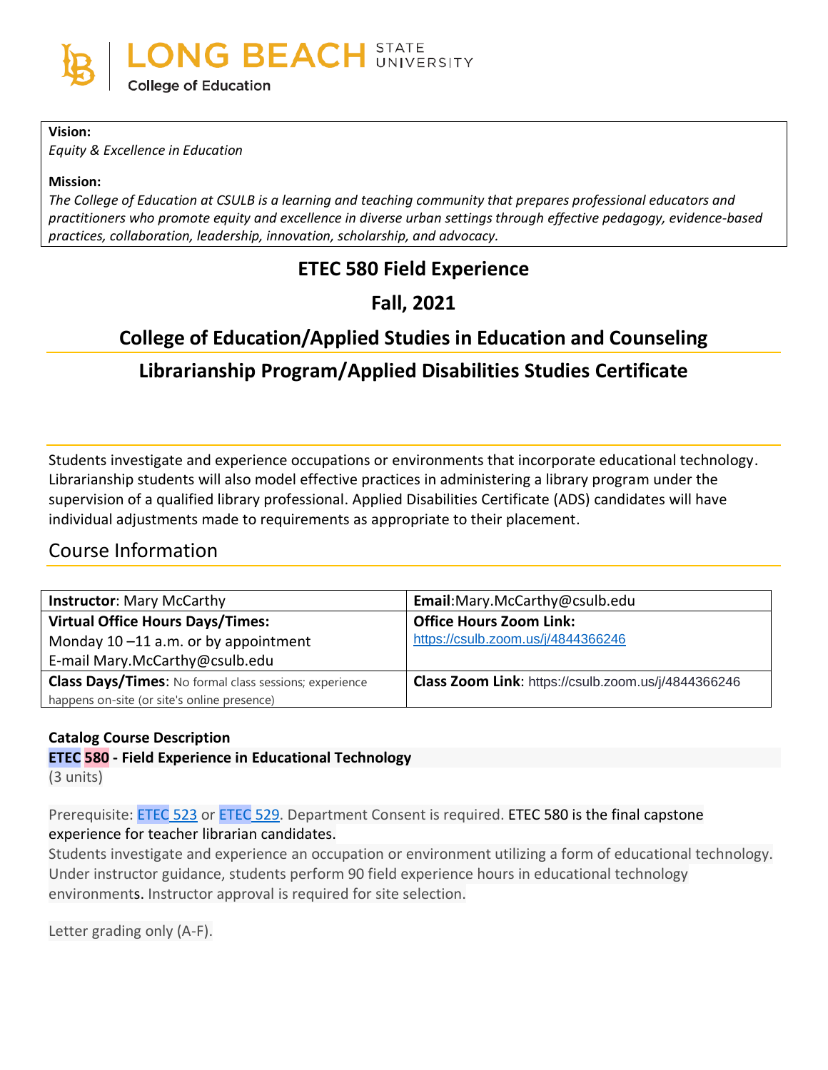LONG BEACH STATE UNIVERSITY

College of Education

**Vision:**

*Equity & Excellence in Education*

**Mission:**

*The College of Education at CSULB is a learning and teaching community that prepares professional educators and practitioners who promote equity and excellence in diverse urban settings through effective pedagogy, evidence-based practices, collaboration, leadership, innovation, scholarship, and advocacy.*

# ETEC 580 Field Experience

## Fall, 2021

## College of Education/Applied Studies in Education and Counseling

## Librarianship Program/Applied Disabilities Studies Certificate

Students investigate and experience occupations or environments that incorporate educational technology. Librarianship students will also model effective practices in administering a library program under the supervision of a qualified library professional. Applied Disabilities Certificate (ADS) candidates will have individual adjustments made to requirements as appropriate to their placement.

## Course Information

| **Instructor**: Mary McCarthy | **Email**:Mary.McCarthy@csulb.edu |
|---|---|
| **Virtual Office Hours Days/Times:** Monday 10 –11 a.m. or by appointment E-mail Mary.McCarthy@csulb.edu | **Office Hours Zoom Link:** https://csulb.zoom.us/j/4844366246 |
| **Class Days/Times**: No formal class sessions; experience happens on-site (or site's online presence) | **Class Zoom Link**: https://csulb.zoom.us/j/4844366246 |

**Catalog Course Description**

**ETEC 580 - Field Experience in Educational Technology**

(3 units)

Prerequisite: ETEC 523 or ETEC 529. Department Consent is required. ETEC 580 is the final capstone experience for teacher librarian candidates.

Students investigate and experience an occupation or environment utilizing a form of educational technology. Under instructor guidance, students perform 90 field experience hours in educational technology environments. Instructor approval is required for site selection.

Letter grading only (A-F).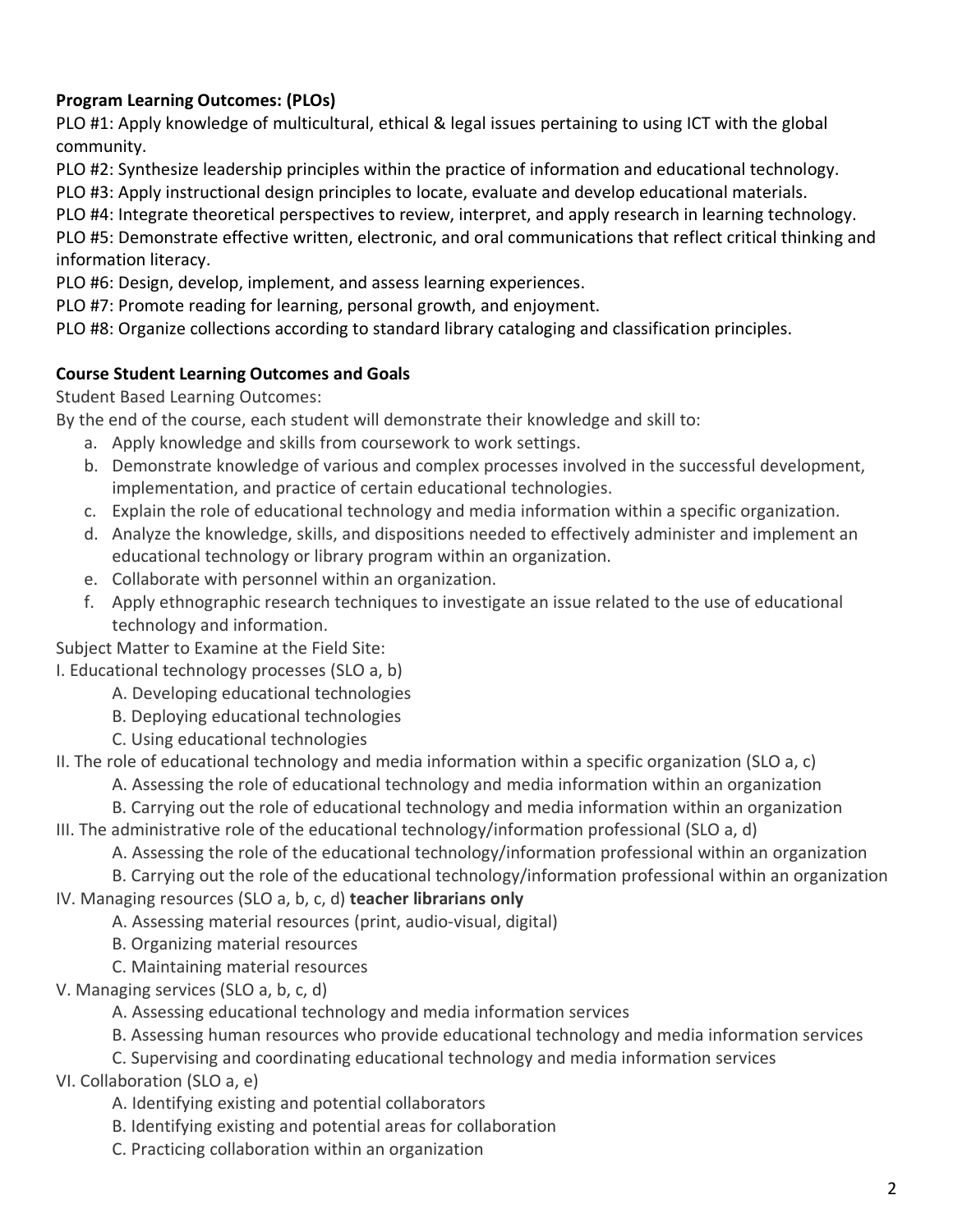**Program Learning Outcomes: (PLOs)**

PLO #1: Apply knowledge of multicultural, ethical & legal issues pertaining to using ICT with the global community.

PLO #2: Synthesize leadership principles within the practice of information and educational technology.

PLO #3: Apply instructional design principles to locate, evaluate and develop educational materials.

PLO #4: Integrate theoretical perspectives to review, interpret, and apply research in learning technology.

PLO #5: Demonstrate effective written, electronic, and oral communications that reflect critical thinking and information literacy.

PLO #6: Design, develop, implement, and assess learning experiences.

PLO #7: Promote reading for learning, personal growth, and enjoyment.

PLO #8: Organize collections according to standard library cataloging and classification principles.

**Course Student Learning Outcomes and Goals**

Student Based Learning Outcomes:

By the end of the course, each student will demonstrate their knowledge and skill to:

a. Apply knowledge and skills from coursework to work settings.
b. Demonstrate knowledge of various and complex processes involved in the successful development, implementation, and practice of certain educational technologies.
c. Explain the role of educational technology and media information within a specific organization.
d. Analyze the knowledge, skills, and dispositions needed to effectively administer and implement an educational technology or library program within an organization.
e. Collaborate with personnel within an organization.
f. Apply ethnographic research techniques to investigate an issue related to the use of educational technology and information.

Subject Matter to Examine at the Field Site:

I. Educational technology processes (SLO a, b)
  A. Developing educational technologies
  B. Deploying educational technologies
  C. Using educational technologies

II. The role of educational technology and media information within a specific organization (SLO a, c)
  A. Assessing the role of educational technology and media information within an organization
  B. Carrying out the role of educational technology and media information within an organization

III. The administrative role of the educational technology/information professional (SLO a, d)
  A. Assessing the role of the educational technology/information professional within an organization
  B. Carrying out the role of the educational technology/information professional within an organization

IV. Managing resources (SLO a, b, c, d) **teacher librarians only**
  A. Assessing material resources (print, audio-visual, digital)
  B. Organizing material resources
  C. Maintaining material resources

V. Managing services (SLO a, b, c, d)
  A. Assessing educational technology and media information services
  B. Assessing human resources who provide educational technology and media information services
  C. Supervising and coordinating educational technology and media information services

VI. Collaboration (SLO a, e)
  A. Identifying existing and potential collaborators
  B. Identifying existing and potential areas for collaboration
  C. Practicing collaboration within an organization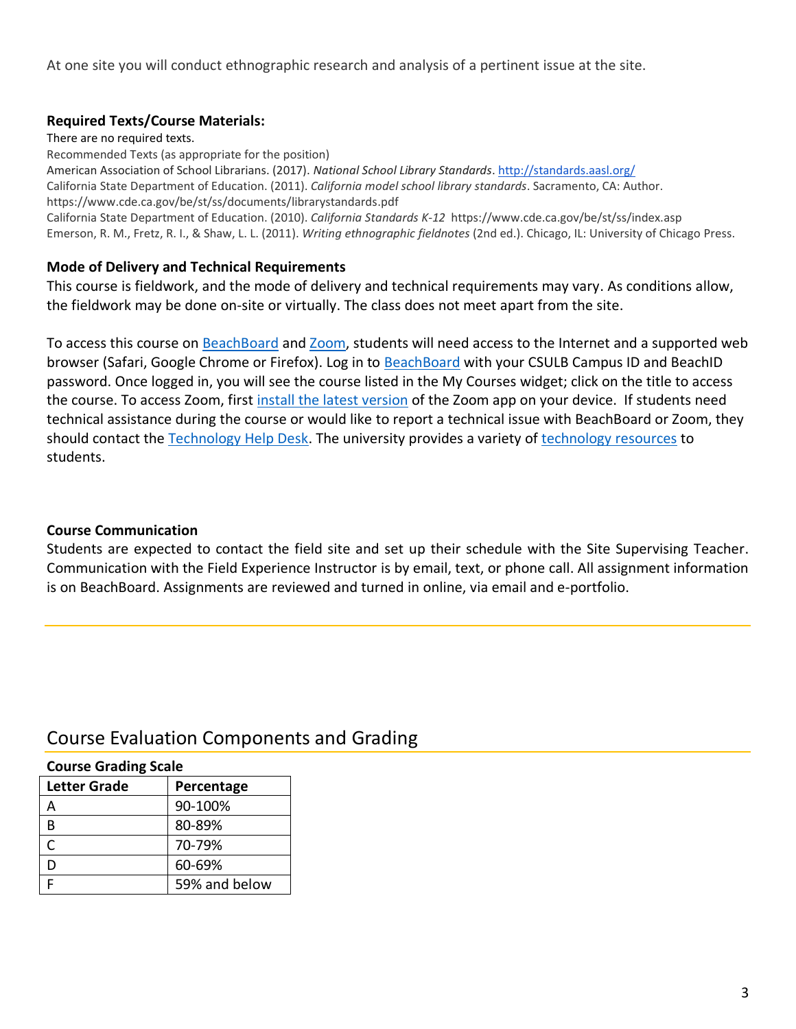At one site you will conduct ethnographic research and analysis of a pertinent issue at the site.

**Required Texts/Course Materials:**

There are no required texts.

Recommended Texts (as appropriate for the position)

American Association of School Librarians. (2017). *National School Library Standards*. http://standards.aasl.org/

California State Department of Education. (2011). *California model school library standards*. Sacramento, CA: Author. https://www.cde.ca.gov/be/st/ss/documents/librarystandards.pdf

California State Department of Education. (2010). *California Standards K-12* https://www.cde.ca.gov/be/st/ss/index.asp

Emerson, R. M., Fretz, R. I., & Shaw, L. L. (2011). *Writing ethnographic fieldnotes* (2nd ed.). Chicago, IL: University of Chicago Press.

**Mode of Delivery and Technical Requirements**

This course is fieldwork, and the mode of delivery and technical requirements may vary. As conditions allow, the fieldwork may be done on-site or virtually. The class does not meet apart from the site.

To access this course on BeachBoard and Zoom, students will need access to the Internet and a supported web browser (Safari, Google Chrome or Firefox). Log in to BeachBoard with your CSULB Campus ID and BeachID password. Once logged in, you will see the course listed in the My Courses widget; click on the title to access the course. To access Zoom, first install the latest version of the Zoom app on your device. If students need technical assistance during the course or would like to report a technical issue with BeachBoard or Zoom, they should contact the Technology Help Desk. The university provides a variety of technology resources to students.

**Course Communication**

Students are expected to contact the field site and set up their schedule with the Site Supervising Teacher. Communication with the Field Experience Instructor is by email, text, or phone call. All assignment information is on BeachBoard. Assignments are reviewed and turned in online, via email and e-portfolio.

## Course Evaluation Components and Grading

**Course Grading Scale**

| Letter Grade | Percentage |
|---|---|
| A | 90-100% |
| B | 80-89% |
| C | 70-79% |
| D | 60-69% |
| F | 59% and below |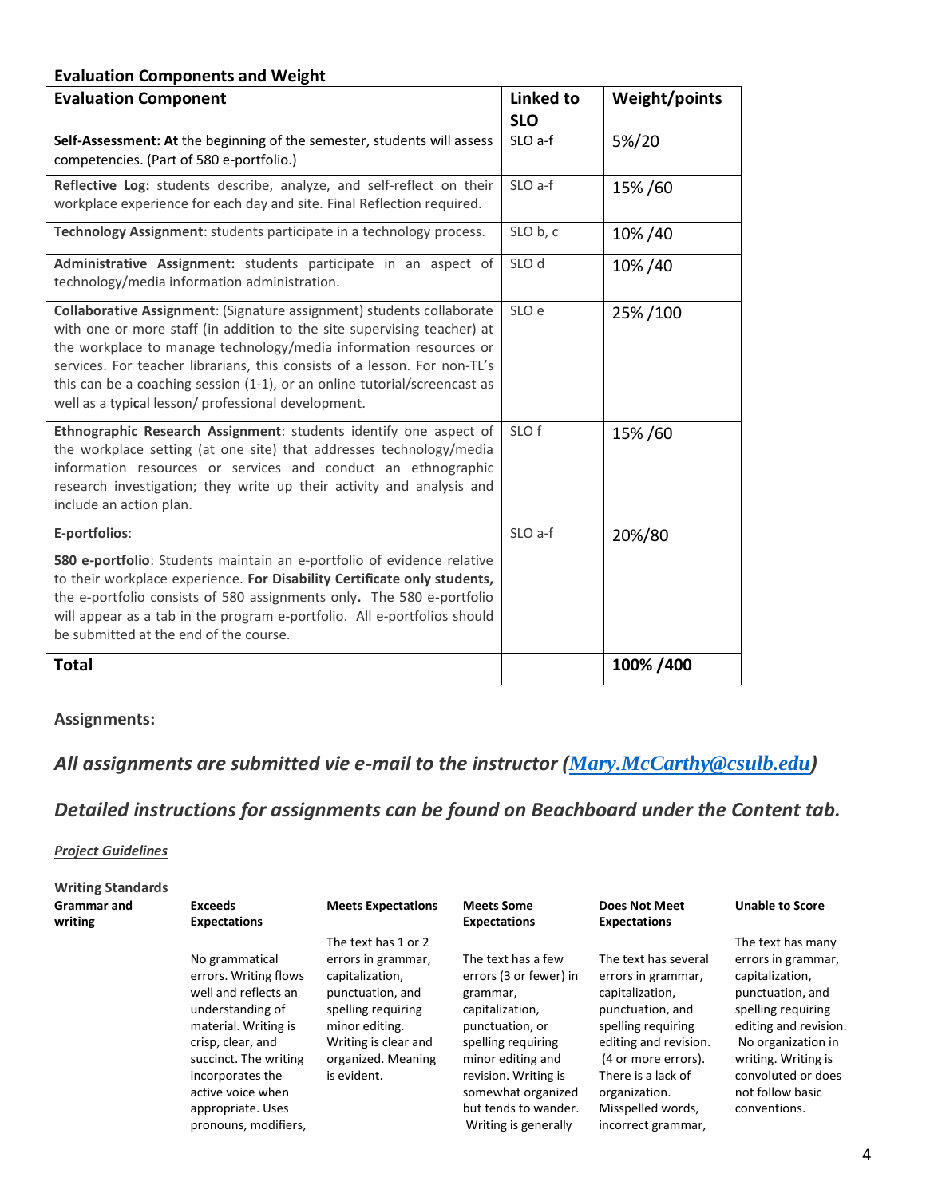**Evaluation Components and Weight**

| **Evaluation Component** | **Linked to SLO** | **Weight/points** |
|---|---|---|
| **Self-Assessment: At** the beginning of the semester, students will assess competencies. (Part of 580 e-portfolio.) | SLO a-f | 5%/20 |
| **Reflective Log:** students describe, analyze, and self-reflect on their workplace experience for each day and site. Final Reflection required. | SLO a-f | 15% /60 |
| **Technology Assignment**: students participate in a technology process. | SLO b, c | 10% /40 |
| **Administrative Assignment:** students participate in an aspect of technology/media information administration. | SLO d | 10% /40 |
| **Collaborative Assignment**: (Signature assignment) students collaborate with one or more staff (in addition to the site supervising teacher) at the workplace to manage technology/media information resources or services. For teacher librarians, this consists of a lesson. For non-TL's this can be a coaching session (1-1), or an online tutorial/screencast as well as a typical lesson/ professional development. | SLO e | 25% /100 |
| **Ethnographic Research Assignment**: students identify one aspect of the workplace setting (at one site) that addresses technology/media information resources or services and conduct an ethnographic research investigation; they write up their activity and analysis and include an action plan. | SLO f | 15% /60 |
| **E-portfolios**: **580 e-portfolio**: Students maintain an e-portfolio of evidence relative to their workplace experience. **For Disability Certificate only students,** the e-portfolio consists of 580 assignments only**.** The 580 e-portfolio will appear as a tab in the program e-portfolio. All e-portfolios should be submitted at the end of the course. | SLO a-f | 20%/80 |
| **Total** | | **100% /400** |

**Assignments:**

## *All assignments are submitted vie e-mail to the instructor ([Mary.McCarthy@csulb.edu](mailto:Mary.McCarthy@csulb.edu))*

## *Detailed instructions for assignments can be found on Beachboard under the Content tab.*

***Project Guidelines***

**Writing Standards**

| **Grammar and writing** | **Exceeds Expectations** | **Meets Expectations** | **Meets Some Expectations** | **Does Not Meet Expectations** | **Unable to Score** |
|---|---|---|---|---|---|
| | No grammatical errors. Writing flows well and reflects an understanding of material. Writing is crisp, clear, and succinct. The writing incorporates the active voice when appropriate. Uses pronouns, modifiers, | The text has 1 or 2 errors in grammar, capitalization, punctuation, and spelling requiring minor editing. Writing is clear and organized. Meaning is evident. | The text has a few errors (3 or fewer) in grammar, capitalization, punctuation, or spelling requiring minor editing and revision. Writing is somewhat organized but tends to wander. Writing is generally | The text has several errors in grammar, capitalization, punctuation, and spelling requiring editing and revision. (4 or more errors). There is a lack of organization. Misspelled words, incorrect grammar, | The text has many errors in grammar, capitalization, punctuation, and spelling requiring editing and revision. No organization in writing. Writing is convoluted or does not follow basic conventions. |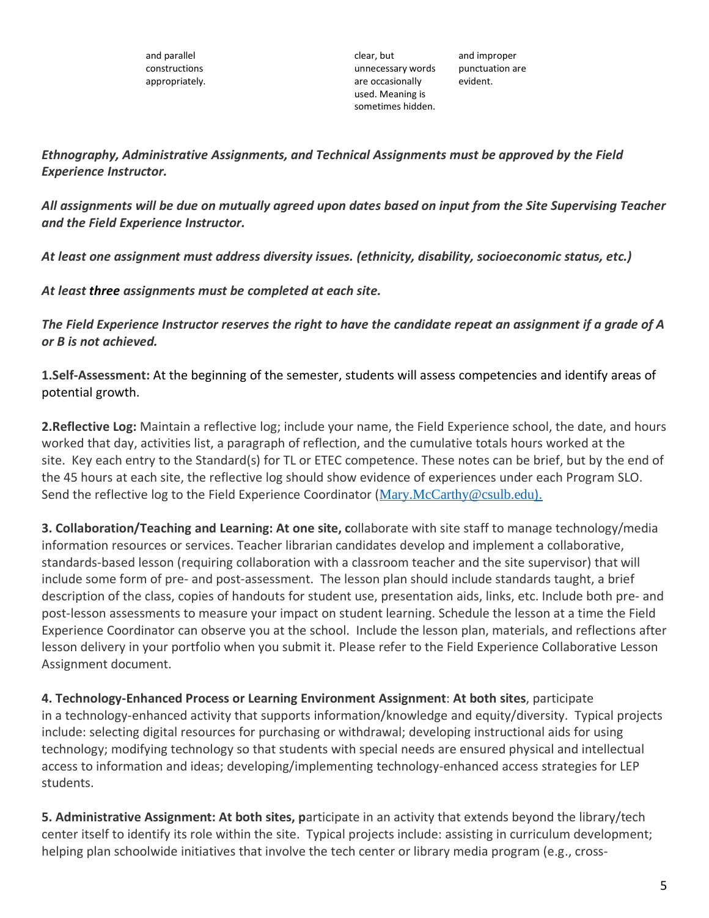| | | | |
|---|---|---|---|
| and parallel constructions appropriately. | | clear, but unnecessary words are occasionally used. Meaning is sometimes hidden. | and improper punctuation are evident. |

***Ethnography, Administrative Assignments, and Technical Assignments must be approved by the Field Experience Instructor.***

***All assignments will be due on mutually agreed upon dates based on input from the Site Supervising Teacher and the Field Experience Instructor.***

***At least one assignment must address diversity issues. (ethnicity, disability, socioeconomic status, etc.)***

***At least three assignments must be completed at each site.***

***The Field Experience Instructor reserves the right to have the candidate repeat an assignment if a grade of A or B is not achieved.***

**1.Self-Assessment:** At the beginning of the semester, students will assess competencies and identify areas of potential growth.

**2.Reflective Log:** Maintain a reflective log; include your name, the Field Experience school, the date, and hours worked that day, activities list, a paragraph of reflection, and the cumulative totals hours worked at the site. Key each entry to the Standard(s) for TL or ETEC competence. These notes can be brief, but by the end of the 45 hours at each site, the reflective log should show evidence of experiences under each Program SLO. Send the reflective log to the Field Experience Coordinator (Mary.McCarthy@csulb.edu).

**3. Collaboration/Teaching and Learning: At one site, c**ollaborate with site staff to manage technology/media information resources or services. Teacher librarian candidates develop and implement a collaborative, standards-based lesson (requiring collaboration with a classroom teacher and the site supervisor) that will include some form of pre- and post-assessment. The lesson plan should include standards taught, a brief description of the class, copies of handouts for student use, presentation aids, links, etc. Include both pre- and post-lesson assessments to measure your impact on student learning. Schedule the lesson at a time the Field Experience Coordinator can observe you at the school. Include the lesson plan, materials, and reflections after lesson delivery in your portfolio when you submit it. Please refer to the Field Experience Collaborative Lesson Assignment document.

**4. Technology-Enhanced Process or Learning Environment Assignment**: **At both sites**, participate in a technology-enhanced activity that supports information/knowledge and equity/diversity. Typical projects include: selecting digital resources for purchasing or withdrawal; developing instructional aids for using technology; modifying technology so that students with special needs are ensured physical and intellectual access to information and ideas; developing/implementing technology-enhanced access strategies for LEP students.

**5. Administrative Assignment: At both sites, p**articipate in an activity that extends beyond the library/tech center itself to identify its role within the site. Typical projects include: assisting in curriculum development; helping plan schoolwide initiatives that involve the tech center or library media program (e.g., cross-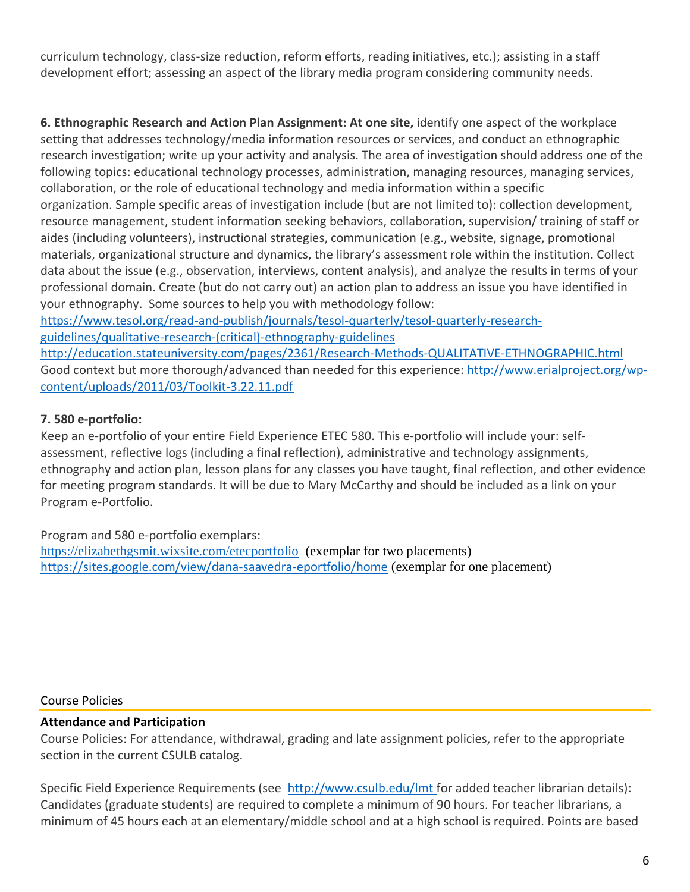curriculum technology, class-size reduction, reform efforts, reading initiatives, etc.); assisting in a staff development effort; assessing an aspect of the library media program considering community needs.

**6. Ethnographic Research and Action Plan Assignment: At one site,** identify one aspect of the workplace setting that addresses technology/media information resources or services, and conduct an ethnographic research investigation; write up your activity and analysis. The area of investigation should address one of the following topics: educational technology processes, administration, managing resources, managing services, collaboration, or the role of educational technology and media information within a specific organization. Sample specific areas of investigation include (but are not limited to): collection development, resource management, student information seeking behaviors, collaboration, supervision/ training of staff or aides (including volunteers), instructional strategies, communication (e.g., website, signage, promotional materials, organizational structure and dynamics, the library's assessment role within the institution. Collect data about the issue (e.g., observation, interviews, content analysis), and analyze the results in terms of your professional domain. Create (but do not carry out) an action plan to address an issue you have identified in your ethnography. Some sources to help you with methodology follow:
https://www.tesol.org/read-and-publish/journals/tesol-quarterly/tesol-quarterly-research-guidelines/qualitative-research-(critical)-ethnography-guidelines
http://education.stateuniversity.com/pages/2361/Research-Methods-QUALITATIVE-ETHNOGRAPHIC.html
Good context but more thorough/advanced than needed for this experience: http://www.erialproject.org/wp-content/uploads/2011/03/Toolkit-3.22.11.pdf

**7. 580 e-portfolio:**

Keep an e-portfolio of your entire Field Experience ETEC 580. This e-portfolio will include your: self-assessment, reflective logs (including a final reflection), administrative and technology assignments, ethnography and action plan, lesson plans for any classes you have taught, final reflection, and other evidence for meeting program standards. It will be due to Mary McCarthy and should be included as a link on your Program e-Portfolio.

Program and 580 e-portfolio exemplars:
https://elizabethgsmit.wixsite.com/etecportfolio (exemplar for two placements)
https://sites.google.com/view/dana-saavedra-eportfolio/home (exemplar for one placement)

## Course Policies

**Attendance and Participation**

Course Policies: For attendance, withdrawal, grading and late assignment policies, refer to the appropriate section in the current CSULB catalog.

Specific Field Experience Requirements (see http://www.csulb.edu/lmt for added teacher librarian details): Candidates (graduate students) are required to complete a minimum of 90 hours. For teacher librarians, a minimum of 45 hours each at an elementary/middle school and at a high school is required. Points are based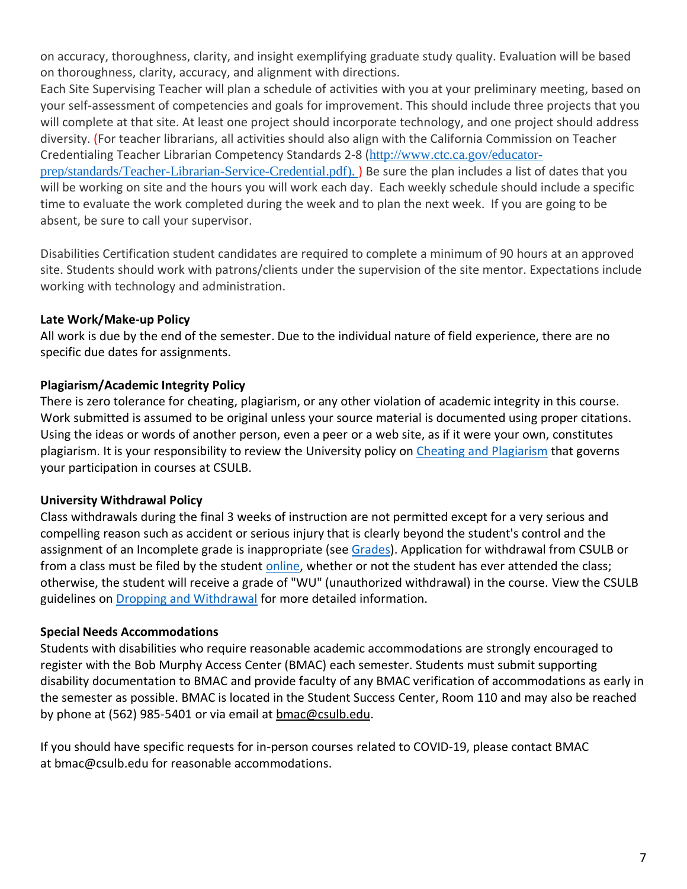on accuracy, thoroughness, clarity, and insight exemplifying graduate study quality. Evaluation will be based on thoroughness, clarity, accuracy, and alignment with directions.

Each Site Supervising Teacher will plan a schedule of activities with you at your preliminary meeting, based on your self-assessment of competencies and goals for improvement. This should include three projects that you will complete at that site. At least one project should incorporate technology, and one project should address diversity. (For teacher librarians, all activities should also align with the California Commission on Teacher Credentialing Teacher Librarian Competency Standards 2-8 ([http://www.ctc.ca.gov/educator-prep/standards/Teacher-Librarian-Service-Credential.pdf](http://www.ctc.ca.gov/educator-prep/standards/Teacher-Librarian-Service-Credential.pdf)). ) Be sure the plan includes a list of dates that you will be working on site and the hours you will work each day. Each weekly schedule should include a specific time to evaluate the work completed during the week and to plan the next week. If you are going to be absent, be sure to call your supervisor.

Disabilities Certification student candidates are required to complete a minimum of 90 hours at an approved site. Students should work with patrons/clients under the supervision of the site mentor. Expectations include working with technology and administration.

**Late Work/Make-up Policy**

All work is due by the end of the semester. Due to the individual nature of field experience, there are no specific due dates for assignments.

**Plagiarism/Academic Integrity Policy**

There is zero tolerance for cheating, plagiarism, or any other violation of academic integrity in this course. Work submitted is assumed to be original unless your source material is documented using proper citations. Using the ideas or words of another person, even a peer or a web site, as if it were your own, constitutes plagiarism. It is your responsibility to review the University policy on Cheating and Plagiarism that governs your participation in courses at CSULB.

**University Withdrawal Policy**

Class withdrawals during the final 3 weeks of instruction are not permitted except for a very serious and compelling reason such as accident or serious injury that is clearly beyond the student's control and the assignment of an Incomplete grade is inappropriate (see Grades). Application for withdrawal from CSULB or from a class must be filed by the student online, whether or not the student has ever attended the class; otherwise, the student will receive a grade of "WU" (unauthorized withdrawal) in the course. View the CSULB guidelines on Dropping and Withdrawal for more detailed information.

**Special Needs Accommodations**

Students with disabilities who require reasonable academic accommodations are strongly encouraged to register with the Bob Murphy Access Center (BMAC) each semester. Students must submit supporting disability documentation to BMAC and provide faculty of any BMAC verification of accommodations as early in the semester as possible. BMAC is located in the Student Success Center, Room 110 and may also be reached by phone at (562) 985-5401 or via email at bmac@csulb.edu.

If you should have specific requests for in-person courses related to COVID-19, please contact BMAC at bmac@csulb.edu for reasonable accommodations.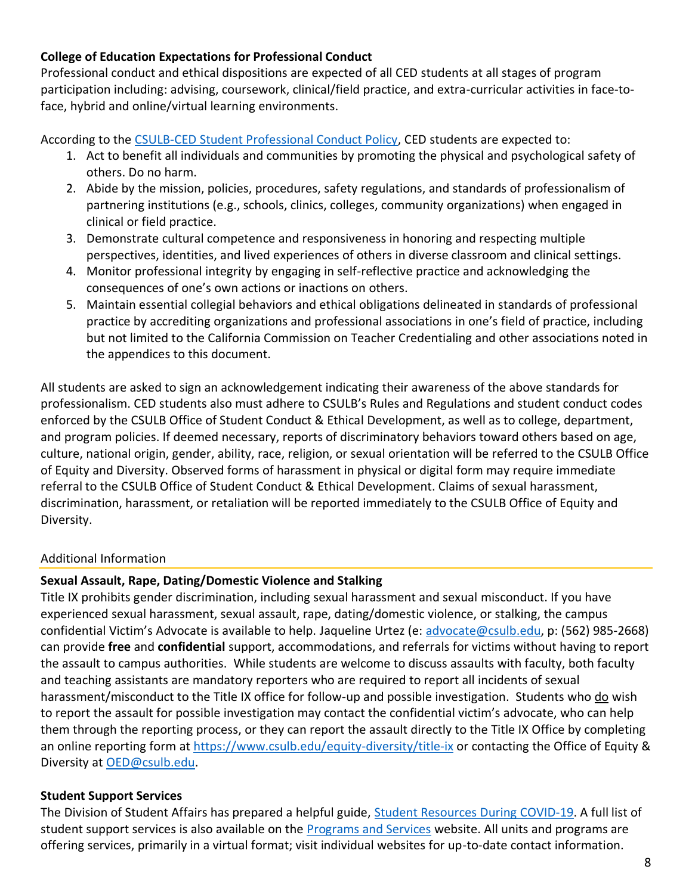**College of Education Expectations for Professional Conduct**
Professional conduct and ethical dispositions are expected of all CED students at all stages of program participation including: advising, coursework, clinical/field practice, and extra-curricular activities in face-to-face, hybrid and online/virtual learning environments.

According to the [CSULB-CED Student Professional Conduct Policy](), CED students are expected to:

1. Act to benefit all individuals and communities by promoting the physical and psychological safety of others. Do no harm.
2. Abide by the mission, policies, procedures, safety regulations, and standards of professionalism of partnering institutions (e.g., schools, clinics, colleges, community organizations) when engaged in clinical or field practice.
3. Demonstrate cultural competence and responsiveness in honoring and respecting multiple perspectives, identities, and lived experiences of others in diverse classroom and clinical settings.
4. Monitor professional integrity by engaging in self-reflective practice and acknowledging the consequences of one's own actions or inactions on others.
5. Maintain essential collegial behaviors and ethical obligations delineated in standards of professional practice by accrediting organizations and professional associations in one's field of practice, including but not limited to the California Commission on Teacher Credentialing and other associations noted in the appendices to this document.

All students are asked to sign an acknowledgement indicating their awareness of the above standards for professionalism. CED students also must adhere to CSULB's Rules and Regulations and student conduct codes enforced by the CSULB Office of Student Conduct & Ethical Development, as well as to college, department, and program policies. If deemed necessary, reports of discriminatory behaviors toward others based on age, culture, national origin, gender, ability, race, religion, or sexual orientation will be referred to the CSULB Office of Equity and Diversity. Observed forms of harassment in physical or digital form may require immediate referral to the CSULB Office of Student Conduct & Ethical Development. Claims of sexual harassment, discrimination, harassment, or retaliation will be reported immediately to the CSULB Office of Equity and Diversity.

## Additional Information

**Sexual Assault, Rape, Dating/Domestic Violence and Stalking**
Title IX prohibits gender discrimination, including sexual harassment and sexual misconduct. If you have experienced sexual harassment, sexual assault, rape, dating/domestic violence, or stalking, the campus confidential Victim's Advocate is available to help. Jaqueline Urtez (e: advocate@csulb.edu, p: (562) 985-2668) can provide **free** and **confidential** support, accommodations, and referrals for victims without having to report the assault to campus authorities. While students are welcome to discuss assaults with faculty, both faculty and teaching assistants are mandatory reporters who are required to report all incidents of sexual harassment/misconduct to the Title IX office for follow-up and possible investigation. Students who do wish to report the assault for possible investigation may contact the confidential victim's advocate, who can help them through the reporting process, or they can report the assault directly to the Title IX Office by completing an online reporting form at https://www.csulb.edu/equity-diversity/title-ix or contacting the Office of Equity & Diversity at OED@csulb.edu.

**Student Support Services**
The Division of Student Affairs has prepared a helpful guide, [Student Resources During COVID-19](). A full list of student support services is also available on the [Programs and Services]() website. All units and programs are offering services, primarily in a virtual format; visit individual websites for up-to-date contact information.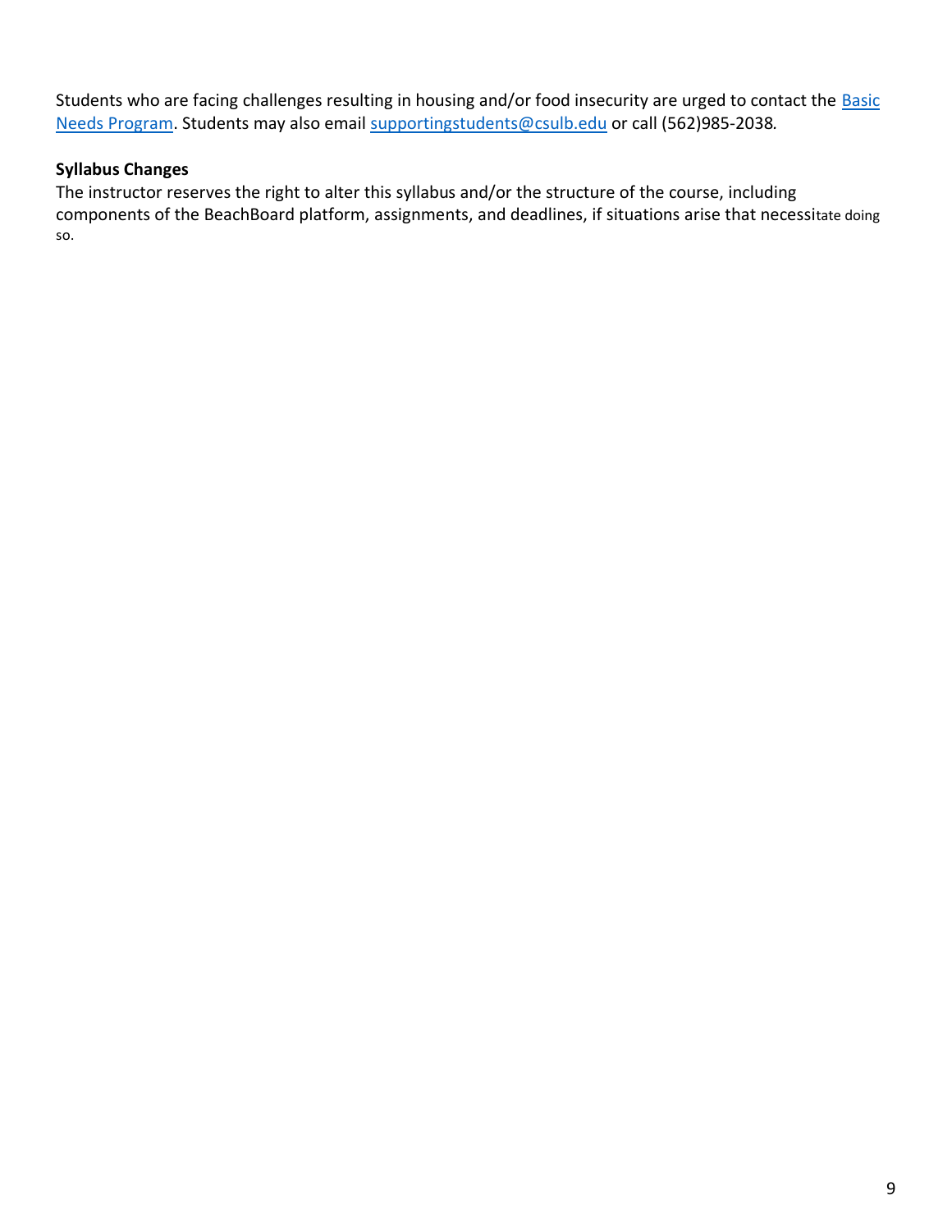Students who are facing challenges resulting in housing and/or food insecurity are urged to contact the Basic Needs Program. Students may also email supportingstudents@csulb.edu or call (562)985-2038.

**Syllabus Changes**

The instructor reserves the right to alter this syllabus and/or the structure of the course, including components of the BeachBoard platform, assignments, and deadlines, if situations arise that necessitate doing so.